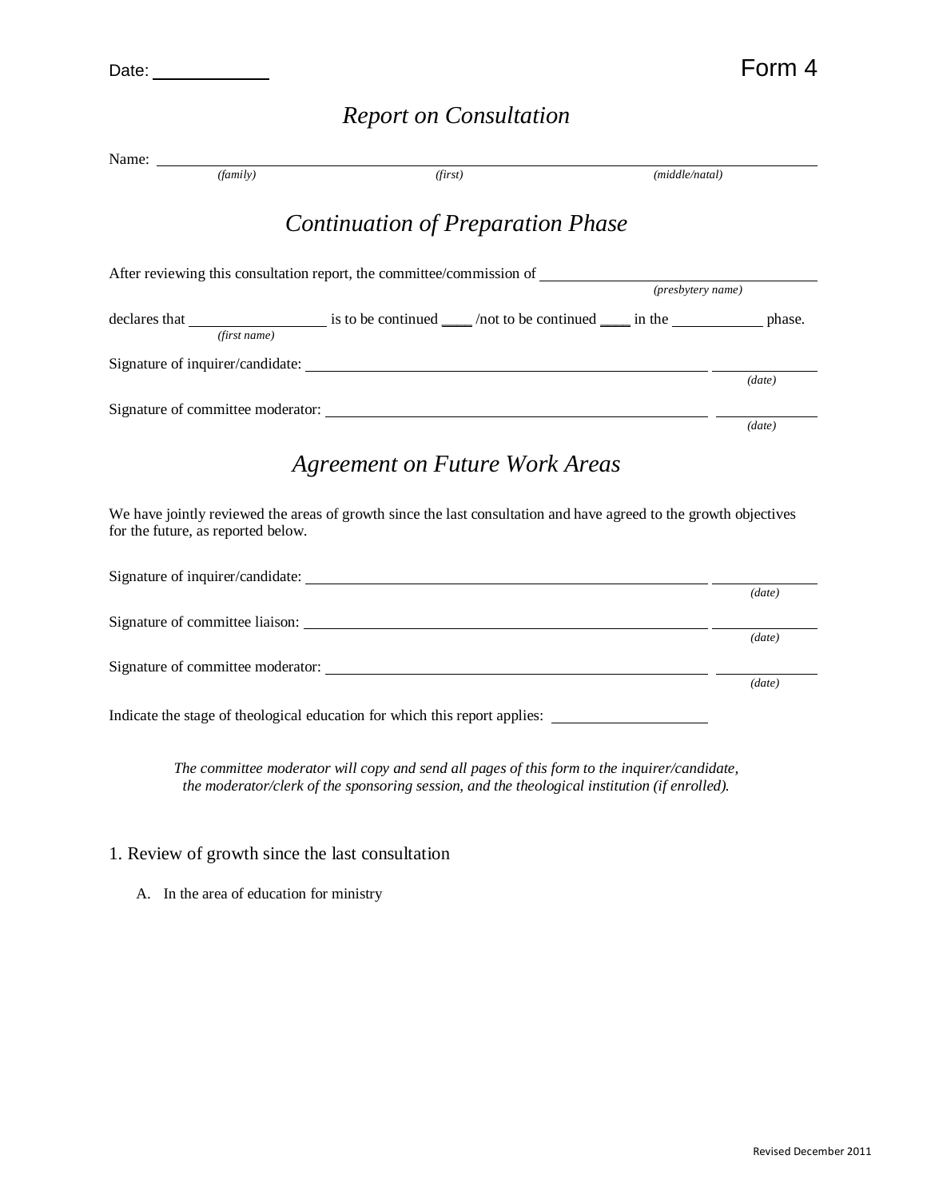Date: ____________ Form 4

# *Report on Consultation*

Name: ______________________________________________________________
*(family)* *(first)* *(middle/natal)*

## *Continuation of Preparation Phase*

After reviewing this consultation report, the committee/commission of ______________________
*(presbytery name)*

declares that ________________ is to be continued ____ /not to be continued ____ in the __________ phase.
*(first name)*

Signature of inquirer/candidate: ________________________________________ __________
*(date)*

Signature of committee moderator: ________________________________________ __________
*(date)*

## *Agreement on Future Work Areas*

We have jointly reviewed the areas of growth since the last consultation and have agreed to the growth objectives for the future, as reported below.

Signature of inquirer/candidate: ________________________________________ __________
*(date)*

Signature of committee liaison: ________________________________________ __________
*(date)*

Signature of committee moderator: ________________________________________ __________
*(date)*

Indicate the stage of theological education for which this report applies: __________________

*The committee moderator will copy and send all pages of this form to the inquirer/candidate, the moderator/clerk of the sponsoring session, and the theological institution (if enrolled).*

1. Review of growth since the last consultation

   A. In the area of education for ministry

Revised December 2011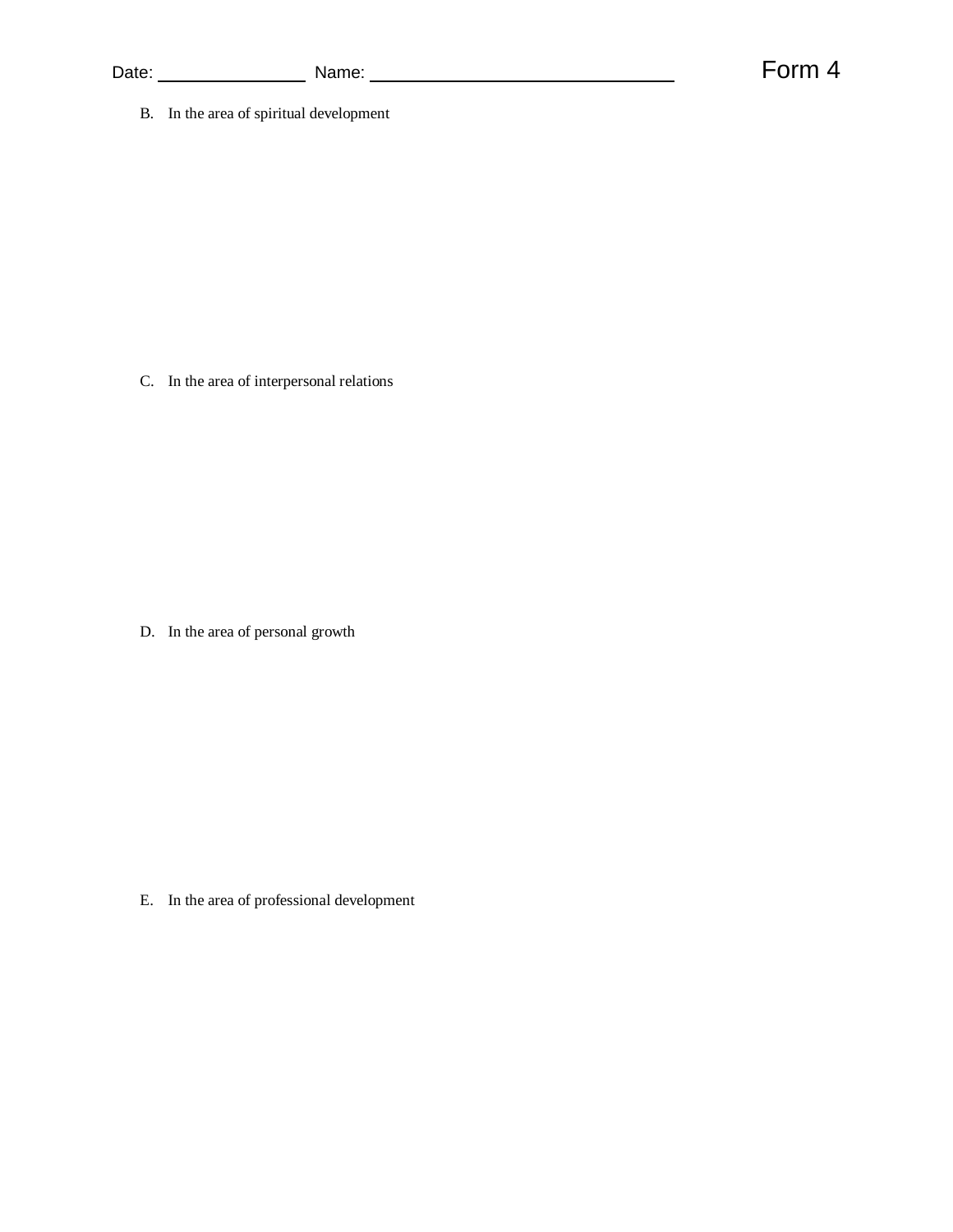Date: ______________ Name: ______________________________ Form 4

B. In the area of spiritual development

C. In the area of interpersonal relations

D. In the area of personal growth

E. In the area of professional development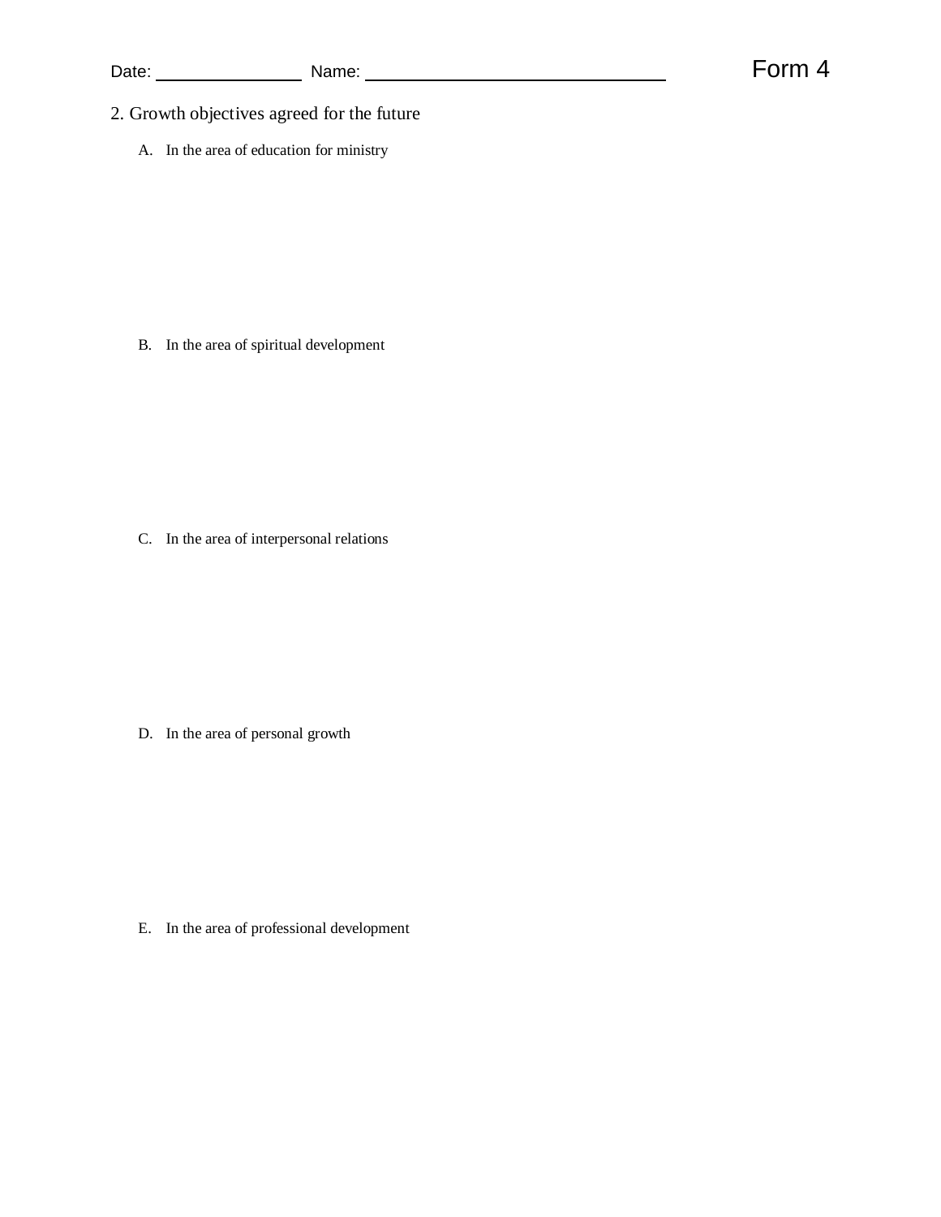Date: ______________ Name: ______________________________ Form 4

2. Growth objectives agreed for the future

A. In the area of education for ministry

B. In the area of spiritual development

C. In the area of interpersonal relations

D. In the area of personal growth

E. In the area of professional development